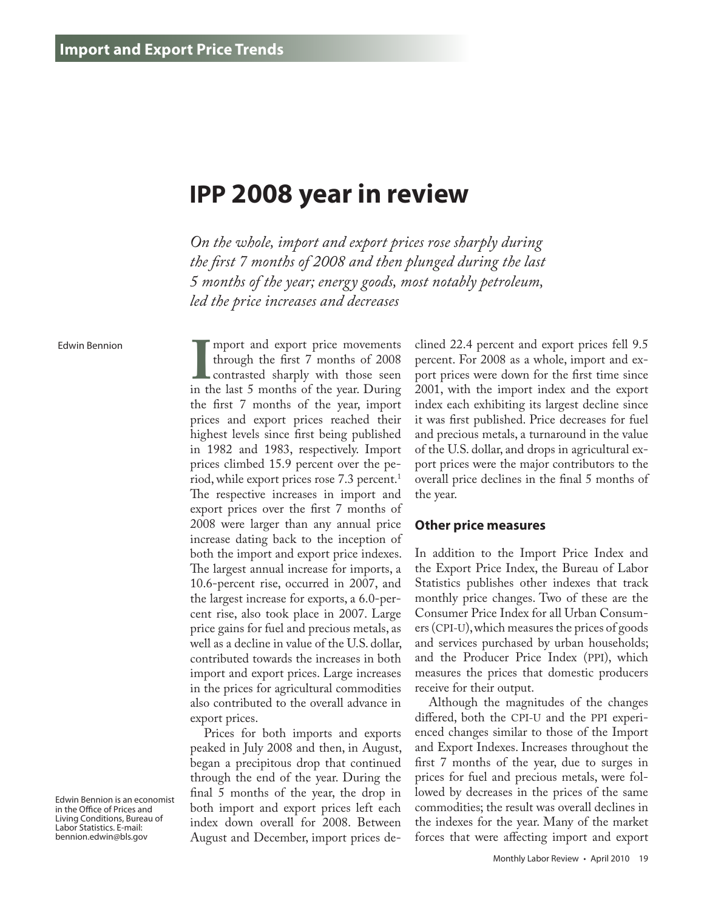Import and Export Price Trends

# IPP 2008 year in review

*On the whole, import and export prices rose sharply during the first 7 months of 2008 and then plunged during the last 5 months of the year; energy goods, most notably petroleum, led the price increases and decreases*

Edwin Bennion

Edwin Bennion is an economist in the Office of Prices and Living Conditions, Bureau of Labor Statistics. E-mail: bennion.edwin@bls.gov

Import and export price movements through the first 7 months of 2008 contrasted sharply with those seen in the last 5 months of the year. During the first 7 months of the year, import prices and export prices reached their highest levels since first being published in 1982 and 1983, respectively. Import prices climbed 15.9 percent over the period, while export prices rose 7.3 percent.[1] The respective increases in import and export prices over the first 7 months of 2008 were larger than any annual price increase dating back to the inception of both the import and export price indexes. The largest annual increase for imports, a 10.6-percent rise, occurred in 2007, and the largest increase for exports, a 6.0-percent rise, also took place in 2007. Large price gains for fuel and precious metals, as well as a decline in value of the U.S. dollar, contributed towards the increases in both import and export prices. Large increases in the prices for agricultural commodities also contributed to the overall advance in export prices.

Prices for both imports and exports peaked in July 2008 and then, in August, began a precipitous drop that continued through the end of the year. During the final 5 months of the year, the drop in both import and export prices left each index down overall for 2008. Between August and December, import prices declined 22.4 percent and export prices fell 9.5 percent. For 2008 as a whole, import and export prices were down for the first time since 2001, with the import index and the export index each exhibiting its largest decline since it was first published. Price decreases for fuel and precious metals, a turnaround in the value of the U.S. dollar, and drops in agricultural export prices were the major contributors to the overall price declines in the final 5 months of the year.

## Other price measures

In addition to the Import Price Index and the Export Price Index, the Bureau of Labor Statistics publishes other indexes that track monthly price changes. Two of these are the Consumer Price Index for all Urban Consumers (CPI-U), which measures the prices of goods and services purchased by urban households; and the Producer Price Index (PPI), which measures the prices that domestic producers receive for their output.

Although the magnitudes of the changes differed, both the CPI-U and the PPI experienced changes similar to those of the Import and Export Indexes. Increases throughout the first 7 months of the year, due to surges in prices for fuel and precious metals, were followed by decreases in the prices of the same commodities; the result was overall declines in the indexes for the year. Many of the market forces that were affecting import and export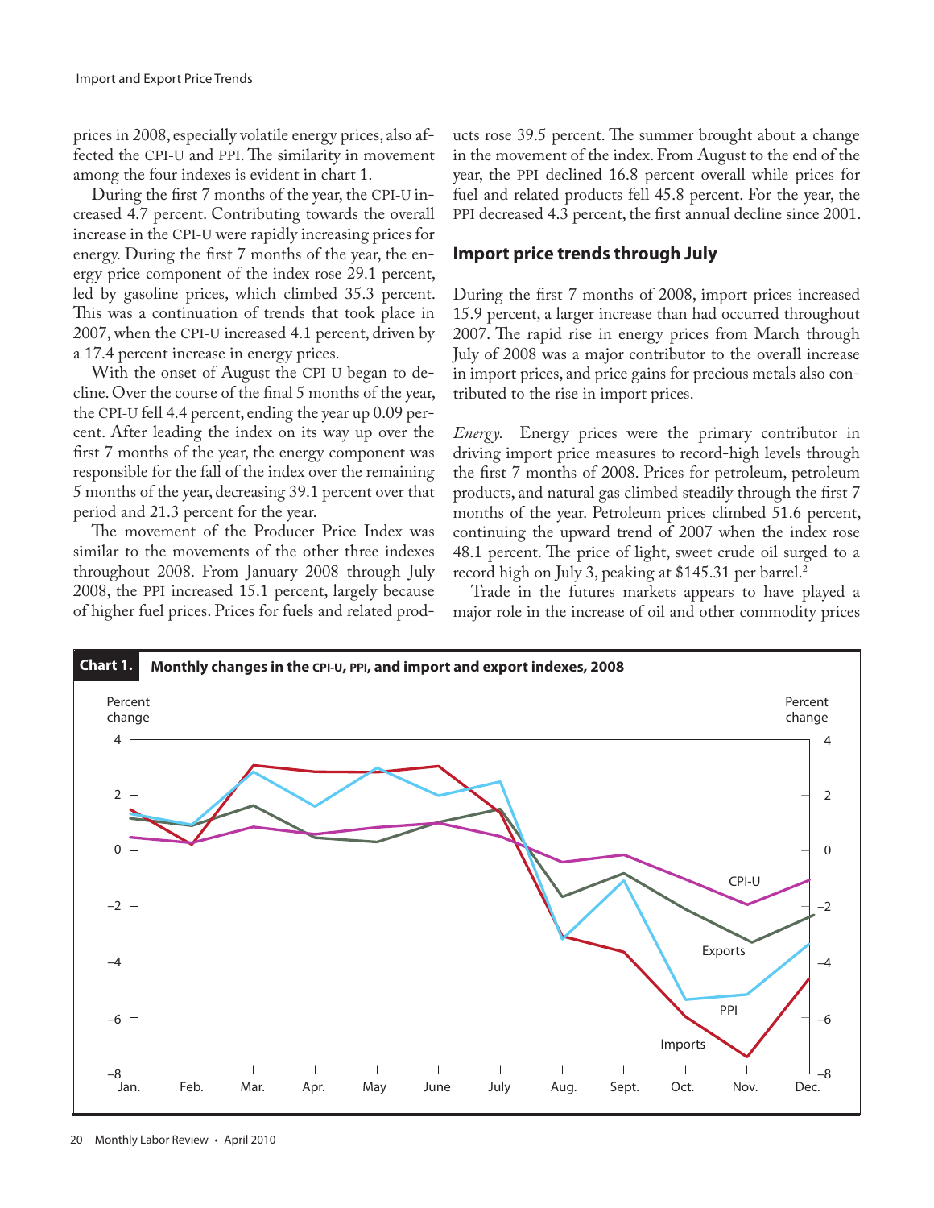prices in 2008, especially volatile energy prices, also affected the CPI-U and PPI. The similarity in movement among the four indexes is evident in chart 1.

During the first 7 months of the year, the CPI-U increased 4.7 percent. Contributing towards the overall increase in the CPI-U were rapidly increasing prices for energy. During the first 7 months of the year, the energy price component of the index rose 29.1 percent, led by gasoline prices, which climbed 35.3 percent. This was a continuation of trends that took place in 2007, when the CPI-U increased 4.1 percent, driven by a 17.4 percent increase in energy prices.

With the onset of August the CPI-U began to decline. Over the course of the final 5 months of the year, the CPI-U fell 4.4 percent, ending the year up 0.09 percent. After leading the index on its way up over the first 7 months of the year, the energy component was responsible for the fall of the index over the remaining 5 months of the year, decreasing 39.1 percent over that period and 21.3 percent for the year.

The movement of the Producer Price Index was similar to the movements of the other three indexes throughout 2008. From January 2008 through July 2008, the PPI increased 15.1 percent, largely because of higher fuel prices. Prices for fuels and related products rose 39.5 percent. The summer brought about a change in the movement of the index. From August to the end of the year, the PPI declined 16.8 percent overall while prices for fuel and related products fell 45.8 percent. For the year, the PPI decreased 4.3 percent, the first annual decline since 2001.

## Import price trends through July

During the first 7 months of 2008, import prices increased 15.9 percent, a larger increase than had occurred throughout 2007. The rapid rise in energy prices from March through July of 2008 was a major contributor to the overall increase in import prices, and price gains for precious metals also contributed to the rise in import prices.

*Energy.* Energy prices were the primary contributor in driving import price measures to record-high levels through the first 7 months of 2008. Prices for petroleum, petroleum products, and natural gas climbed steadily through the first 7 months of the year. Petroleum prices climbed 51.6 percent, continuing the upward trend of 2007 when the index rose 48.1 percent. The price of light, sweet crude oil surged to a record high on July 3, peaking at $145.31 per barrel.[2]

Trade in the futures markets appears to have played a major role in the increase of oil and other commodity prices

**Chart 1. Monthly changes in the CPI-U, PPI, and import and export indexes, 2008**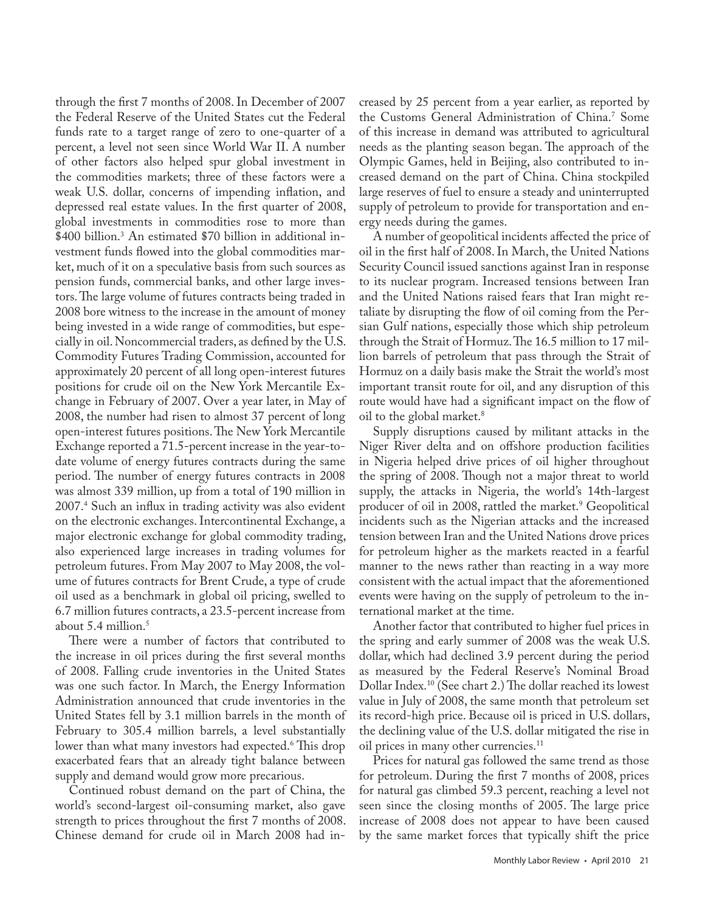through the first 7 months of 2008. In December of 2007 the Federal Reserve of the United States cut the Federal funds rate to a target range of zero to one-quarter of a percent, a level not seen since World War II. A number of other factors also helped spur global investment in the commodities markets; three of these factors were a weak U.S. dollar, concerns of impending inflation, and depressed real estate values. In the first quarter of 2008, global investments in commodities rose to more than $400 billion.[3] An estimated $70 billion in additional investment funds flowed into the global commodities market, much of it on a speculative basis from such sources as pension funds, commercial banks, and other large investors. The large volume of futures contracts being traded in 2008 bore witness to the increase in the amount of money being invested in a wide range of commodities, but especially in oil. Noncommercial traders, as defined by the U.S. Commodity Futures Trading Commission, accounted for approximately 20 percent of all long open-interest futures positions for crude oil on the New York Mercantile Exchange in February of 2007. Over a year later, in May of 2008, the number had risen to almost 37 percent of long open-interest futures positions. The New York Mercantile Exchange reported a 71.5-percent increase in the year-to-date volume of energy futures contracts during the same period. The number of energy futures contracts in 2008 was almost 339 million, up from a total of 190 million in 2007.[4] Such an influx in trading activity was also evident on the electronic exchanges. Intercontinental Exchange, a major electronic exchange for global commodity trading, also experienced large increases in trading volumes for petroleum futures. From May 2007 to May 2008, the volume of futures contracts for Brent Crude, a type of crude oil used as a benchmark in global oil pricing, swelled to 6.7 million futures contracts, a 23.5-percent increase from about 5.4 million.[5]

There were a number of factors that contributed to the increase in oil prices during the first several months of 2008. Falling crude inventories in the United States was one such factor. In March, the Energy Information Administration announced that crude inventories in the United States fell by 3.1 million barrels in the month of February to 305.4 million barrels, a level substantially lower than what many investors had expected.[6] This drop exacerbated fears that an already tight balance between supply and demand would grow more precarious.

Continued robust demand on the part of China, the world's second-largest oil-consuming market, also gave strength to prices throughout the first 7 months of 2008. Chinese demand for crude oil in March 2008 had increased by 25 percent from a year earlier, as reported by the Customs General Administration of China.[7] Some of this increase in demand was attributed to agricultural needs as the planting season began. The approach of the Olympic Games, held in Beijing, also contributed to increased demand on the part of China. China stockpiled large reserves of fuel to ensure a steady and uninterrupted supply of petroleum to provide for transportation and energy needs during the games.

A number of geopolitical incidents affected the price of oil in the first half of 2008. In March, the United Nations Security Council issued sanctions against Iran in response to its nuclear program. Increased tensions between Iran and the United Nations raised fears that Iran might retaliate by disrupting the flow of oil coming from the Persian Gulf nations, especially those which ship petroleum through the Strait of Hormuz. The 16.5 million to 17 million barrels of petroleum that pass through the Strait of Hormuz on a daily basis make the Strait the world's most important transit route for oil, and any disruption of this route would have had a significant impact on the flow of oil to the global market.[8]

Supply disruptions caused by militant attacks in the Niger River delta and on offshore production facilities in Nigeria helped drive prices of oil higher throughout the spring of 2008. Though not a major threat to world supply, the attacks in Nigeria, the world's 14th-largest producer of oil in 2008, rattled the market.[9] Geopolitical incidents such as the Nigerian attacks and the increased tension between Iran and the United Nations drove prices for petroleum higher as the markets reacted in a fearful manner to the news rather than reacting in a way more consistent with the actual impact that the aforementioned events were having on the supply of petroleum to the international market at the time.

Another factor that contributed to higher fuel prices in the spring and early summer of 2008 was the weak U.S. dollar, which had declined 3.9 percent during the period as measured by the Federal Reserve's Nominal Broad Dollar Index.[10] (See chart 2.) The dollar reached its lowest value in July of 2008, the same month that petroleum set its record-high price. Because oil is priced in U.S. dollars, the declining value of the U.S. dollar mitigated the rise in oil prices in many other currencies.[11]

Prices for natural gas followed the same trend as those for petroleum. During the first 7 months of 2008, prices for natural gas climbed 59.3 percent, reaching a level not seen since the closing months of 2005. The large price increase of 2008 does not appear to have been caused by the same market forces that typically shift the price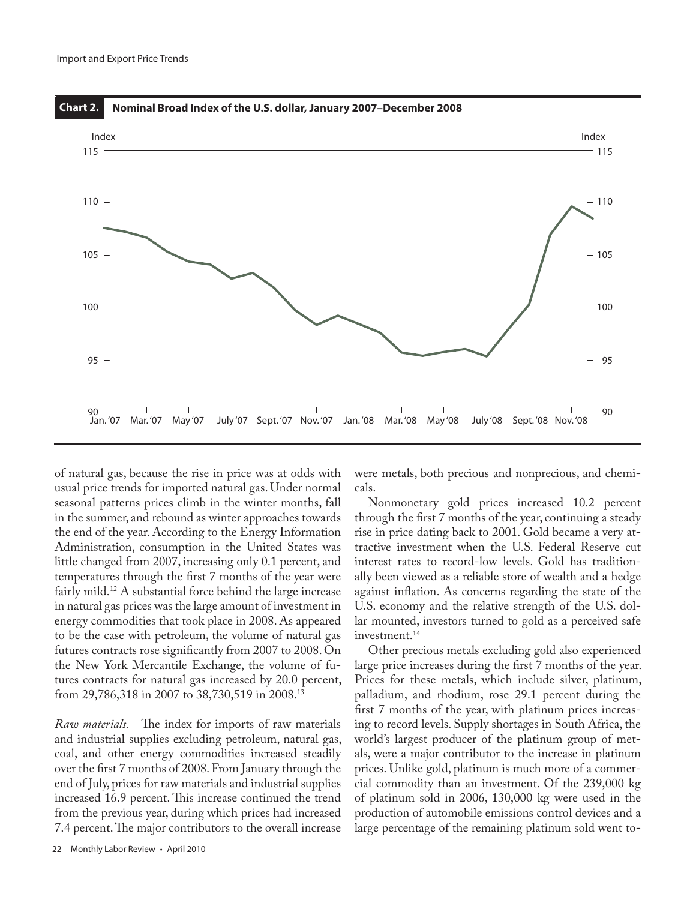**Chart 2. Nominal Broad Index of the U.S. dollar, January 2007–December 2008**

of natural gas, because the rise in price was at odds with usual price trends for imported natural gas. Under normal seasonal patterns prices climb in the winter months, fall in the summer, and rebound as winter approaches towards the end of the year. According to the Energy Information Administration, consumption in the United States was little changed from 2007, increasing only 0.1 percent, and temperatures through the first 7 months of the year were fairly mild.[12] A substantial force behind the large increase in natural gas prices was the large amount of investment in energy commodities that took place in 2008. As appeared to be the case with petroleum, the volume of natural gas futures contracts rose significantly from 2007 to 2008. On the New York Mercantile Exchange, the volume of futures contracts for natural gas increased by 20.0 percent, from 29,786,318 in 2007 to 38,730,519 in 2008.[13]

*Raw materials.* The index for imports of raw materials and industrial supplies excluding petroleum, natural gas, coal, and other energy commodities increased steadily over the first 7 months of 2008. From January through the end of July, prices for raw materials and industrial supplies increased 16.9 percent. This increase continued the trend from the previous year, during which prices had increased 7.4 percent. The major contributors to the overall increase were metals, both precious and nonprecious, and chemicals.

Nonmonetary gold prices increased 10.2 percent through the first 7 months of the year, continuing a steady rise in price dating back to 2001. Gold became a very attractive investment when the U.S. Federal Reserve cut interest rates to record-low levels. Gold has traditionally been viewed as a reliable store of wealth and a hedge against inflation. As concerns regarding the state of the U.S. economy and the relative strength of the U.S. dollar mounted, investors turned to gold as a perceived safe investment.[14]

Other precious metals excluding gold also experienced large price increases during the first 7 months of the year. Prices for these metals, which include silver, platinum, palladium, and rhodium, rose 29.1 percent during the first 7 months of the year, with platinum prices increasing to record levels. Supply shortages in South Africa, the world's largest producer of the platinum group of metals, were a major contributor to the increase in platinum prices. Unlike gold, platinum is much more of a commercial commodity than an investment. Of the 239,000 kg of platinum sold in 2006, 130,000 kg were used in the production of automobile emissions control devices and a large percentage of the remaining platinum sold went to-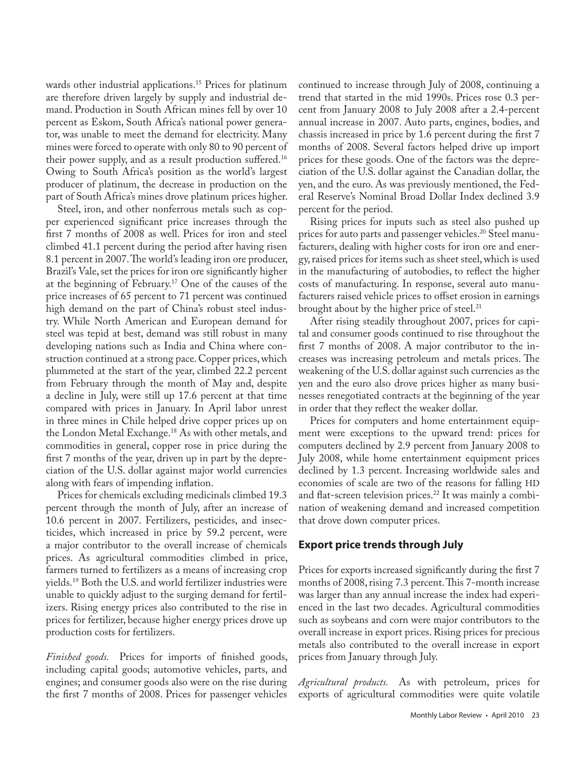wards other industrial applications.[15] Prices for platinum are therefore driven largely by supply and industrial demand. Production in South African mines fell by over 10 percent as Eskom, South Africa's national power generator, was unable to meet the demand for electricity. Many mines were forced to operate with only 80 to 90 percent of their power supply, and as a result production suffered.[16] Owing to South Africa's position as the world's largest producer of platinum, the decrease in production on the part of South Africa's mines drove platinum prices higher.

Steel, iron, and other nonferrous metals such as copper experienced significant price increases through the first 7 months of 2008 as well. Prices for iron and steel climbed 41.1 percent during the period after having risen 8.1 percent in 2007. The world's leading iron ore producer, Brazil's Vale, set the prices for iron ore significantly higher at the beginning of February.[17] One of the causes of the price increases of 65 percent to 71 percent was continued high demand on the part of China's robust steel industry. While North American and European demand for steel was tepid at best, demand was still robust in many developing nations such as India and China where construction continued at a strong pace. Copper prices, which plummeted at the start of the year, climbed 22.2 percent from February through the month of May and, despite a decline in July, were still up 17.6 percent at that time compared with prices in January. In April labor unrest in three mines in Chile helped drive copper prices up on the London Metal Exchange.[18] As with other metals, and commodities in general, copper rose in price during the first 7 months of the year, driven up in part by the depreciation of the U.S. dollar against major world currencies along with fears of impending inflation.

Prices for chemicals excluding medicinals climbed 19.3 percent through the month of July, after an increase of 10.6 percent in 2007. Fertilizers, pesticides, and insecticides, which increased in price by 59.2 percent, were a major contributor to the overall increase of chemicals prices. As agricultural commodities climbed in price, farmers turned to fertilizers as a means of increasing crop yields.[19] Both the U.S. and world fertilizer industries were unable to quickly adjust to the surging demand for fertilizers. Rising energy prices also contributed to the rise in prices for fertilizer, because higher energy prices drove up production costs for fertilizers.

*Finished goods.* Prices for imports of finished goods, including capital goods; automotive vehicles, parts, and engines; and consumer goods also were on the rise during the first 7 months of 2008. Prices for passenger vehicles continued to increase through July of 2008, continuing a trend that started in the mid 1990s. Prices rose 0.3 percent from January 2008 to July 2008 after a 2.4-percent annual increase in 2007. Auto parts, engines, bodies, and chassis increased in price by 1.6 percent during the first 7 months of 2008. Several factors helped drive up import prices for these goods. One of the factors was the depreciation of the U.S. dollar against the Canadian dollar, the yen, and the euro. As was previously mentioned, the Federal Reserve's Nominal Broad Dollar Index declined 3.9 percent for the period.

Rising prices for inputs such as steel also pushed up prices for auto parts and passenger vehicles.[20] Steel manufacturers, dealing with higher costs for iron ore and energy, raised prices for items such as sheet steel, which is used in the manufacturing of autobodies, to reflect the higher costs of manufacturing. In response, several auto manufacturers raised vehicle prices to offset erosion in earnings brought about by the higher price of steel.[21]

After rising steadily throughout 2007, prices for capital and consumer goods continued to rise throughout the first 7 months of 2008. A major contributor to the increases was increasing petroleum and metals prices. The weakening of the U.S. dollar against such currencies as the yen and the euro also drove prices higher as many businesses renegotiated contracts at the beginning of the year in order that they reflect the weaker dollar.

Prices for computers and home entertainment equipment were exceptions to the upward trend: prices for computers declined by 2.9 percent from January 2008 to July 2008, while home entertainment equipment prices declined by 1.3 percent. Increasing worldwide sales and economies of scale are two of the reasons for falling HD and flat-screen television prices.[22] It was mainly a combination of weakening demand and increased competition that drove down computer prices.

## Export price trends through July

Prices for exports increased significantly during the first 7 months of 2008, rising 7.3 percent. This 7-month increase was larger than any annual increase the index had experienced in the last two decades. Agricultural commodities such as soybeans and corn were major contributors to the overall increase in export prices. Rising prices for precious metals also contributed to the overall increase in export prices from January through July.

*Agricultural products.* As with petroleum, prices for exports of agricultural commodities were quite volatile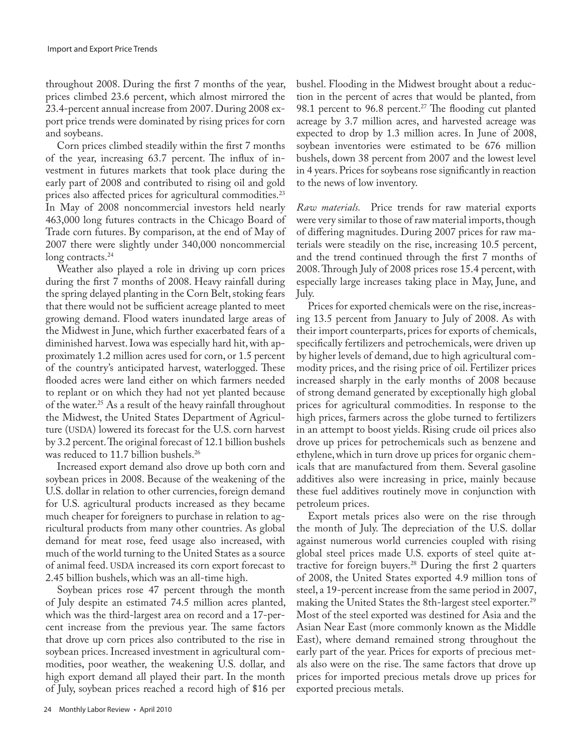throughout 2008. During the first 7 months of the year, prices climbed 23.6 percent, which almost mirrored the 23.4-percent annual increase from 2007. During 2008 export price trends were dominated by rising prices for corn and soybeans.

Corn prices climbed steadily within the first 7 months of the year, increasing 63.7 percent. The influx of investment in futures markets that took place during the early part of 2008 and contributed to rising oil and gold prices also affected prices for agricultural commodities.[23] In May of 2008 noncommercial investors held nearly 463,000 long futures contracts in the Chicago Board of Trade corn futures. By comparison, at the end of May of 2007 there were slightly under 340,000 noncommercial long contracts.[24]

Weather also played a role in driving up corn prices during the first 7 months of 2008. Heavy rainfall during the spring delayed planting in the Corn Belt, stoking fears that there would not be sufficient acreage planted to meet growing demand. Flood waters inundated large areas of the Midwest in June, which further exacerbated fears of a diminished harvest. Iowa was especially hard hit, with approximately 1.2 million acres used for corn, or 1.5 percent of the country's anticipated harvest, waterlogged. These flooded acres were land either on which farmers needed to replant or on which they had not yet planted because of the water.[25] As a result of the heavy rainfall throughout the Midwest, the United States Department of Agriculture (USDA) lowered its forecast for the U.S. corn harvest by 3.2 percent. The original forecast of 12.1 billion bushels was reduced to 11.7 billion bushels.[26]

Increased export demand also drove up both corn and soybean prices in 2008. Because of the weakening of the U.S. dollar in relation to other currencies, foreign demand for U.S. agricultural products increased as they became much cheaper for foreigners to purchase in relation to agricultural products from many other countries. As global demand for meat rose, feed usage also increased, with much of the world turning to the United States as a source of animal feed. USDA increased its corn export forecast to 2.45 billion bushels, which was an all-time high.

Soybean prices rose 47 percent through the month of July despite an estimated 74.5 million acres planted, which was the third-largest area on record and a 17-percent increase from the previous year. The same factors that drove up corn prices also contributed to the rise in soybean prices. Increased investment in agricultural commodities, poor weather, the weakening U.S. dollar, and high export demand all played their part. In the month of July, soybean prices reached a record high of $16 per bushel. Flooding in the Midwest brought about a reduction in the percent of acres that would be planted, from 98.1 percent to 96.8 percent.[27] The flooding cut planted acreage by 3.7 million acres, and harvested acreage was expected to drop by 1.3 million acres. In June of 2008, soybean inventories were estimated to be 676 million bushels, down 38 percent from 2007 and the lowest level in 4 years. Prices for soybeans rose significantly in reaction to the news of low inventory.

*Raw materials.* Price trends for raw material exports were very similar to those of raw material imports, though of differing magnitudes. During 2007 prices for raw materials were steadily on the rise, increasing 10.5 percent, and the trend continued through the first 7 months of 2008. Through July of 2008 prices rose 15.4 percent, with especially large increases taking place in May, June, and July.

Prices for exported chemicals were on the rise, increasing 13.5 percent from January to July of 2008. As with their import counterparts, prices for exports of chemicals, specifically fertilizers and petrochemicals, were driven up by higher levels of demand, due to high agricultural commodity prices, and the rising price of oil. Fertilizer prices increased sharply in the early months of 2008 because of strong demand generated by exceptionally high global prices for agricultural commodities. In response to the high prices, farmers across the globe turned to fertilizers in an attempt to boost yields. Rising crude oil prices also drove up prices for petrochemicals such as benzene and ethylene, which in turn drove up prices for organic chemicals that are manufactured from them. Several gasoline additives also were increasing in price, mainly because these fuel additives routinely move in conjunction with petroleum prices.

Export metals prices also were on the rise through the month of July. The depreciation of the U.S. dollar against numerous world currencies coupled with rising global steel prices made U.S. exports of steel quite attractive for foreign buyers.[28] During the first 2 quarters of 2008, the United States exported 4.9 million tons of steel, a 19-percent increase from the same period in 2007, making the United States the 8th-largest steel exporter.[29] Most of the steel exported was destined for Asia and the Asian Near East (more commonly known as the Middle East), where demand remained strong throughout the early part of the year. Prices for exports of precious metals also were on the rise. The same factors that drove up prices for imported precious metals drove up prices for exported precious metals.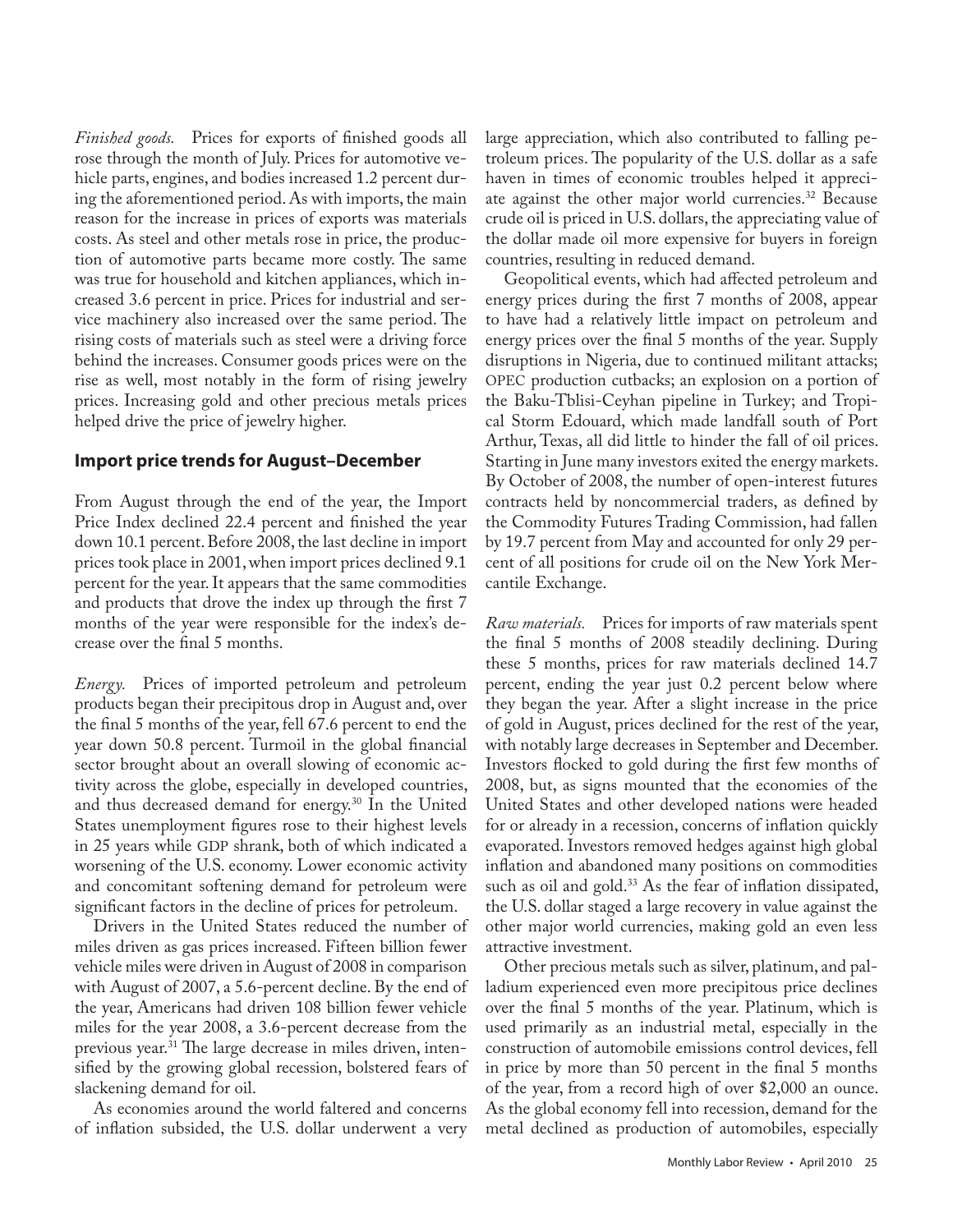*Finished goods.* Prices for exports of finished goods all rose through the month of July. Prices for automotive vehicle parts, engines, and bodies increased 1.2 percent during the aforementioned period. As with imports, the main reason for the increase in prices of exports was materials costs. As steel and other metals rose in price, the production of automotive parts became more costly. The same was true for household and kitchen appliances, which increased 3.6 percent in price. Prices for industrial and service machinery also increased over the same period. The rising costs of materials such as steel were a driving force behind the increases. Consumer goods prices were on the rise as well, most notably in the form of rising jewelry prices. Increasing gold and other precious metals prices helped drive the price of jewelry higher.

## Import price trends for August–December

From August through the end of the year, the Import Price Index declined 22.4 percent and finished the year down 10.1 percent. Before 2008, the last decline in import prices took place in 2001, when import prices declined 9.1 percent for the year. It appears that the same commodities and products that drove the index up through the first 7 months of the year were responsible for the index's decrease over the final 5 months.

*Energy.* Prices of imported petroleum and petroleum products began their precipitous drop in August and, over the final 5 months of the year, fell 67.6 percent to end the year down 50.8 percent. Turmoil in the global financial sector brought about an overall slowing of economic activity across the globe, especially in developed countries, and thus decreased demand for energy.[30] In the United States unemployment figures rose to their highest levels in 25 years while GDP shrank, both of which indicated a worsening of the U.S. economy. Lower economic activity and concomitant softening demand for petroleum were significant factors in the decline of prices for petroleum.

Drivers in the United States reduced the number of miles driven as gas prices increased. Fifteen billion fewer vehicle miles were driven in August of 2008 in comparison with August of 2007, a 5.6-percent decline. By the end of the year, Americans had driven 108 billion fewer vehicle miles for the year 2008, a 3.6-percent decrease from the previous year.[31] The large decrease in miles driven, intensified by the growing global recession, bolstered fears of slackening demand for oil.

As economies around the world faltered and concerns of inflation subsided, the U.S. dollar underwent a very large appreciation, which also contributed to falling petroleum prices. The popularity of the U.S. dollar as a safe haven in times of economic troubles helped it appreciate against the other major world currencies.[32] Because crude oil is priced in U.S. dollars, the appreciating value of the dollar made oil more expensive for buyers in foreign countries, resulting in reduced demand.

Geopolitical events, which had affected petroleum and energy prices during the first 7 months of 2008, appear to have had a relatively little impact on petroleum and energy prices over the final 5 months of the year. Supply disruptions in Nigeria, due to continued militant attacks; OPEC production cutbacks; an explosion on a portion of the Baku-Tblisi-Ceyhan pipeline in Turkey; and Tropical Storm Edouard, which made landfall south of Port Arthur, Texas, all did little to hinder the fall of oil prices. Starting in June many investors exited the energy markets. By October of 2008, the number of open-interest futures contracts held by noncommercial traders, as defined by the Commodity Futures Trading Commission, had fallen by 19.7 percent from May and accounted for only 29 percent of all positions for crude oil on the New York Mercantile Exchange.

*Raw materials.* Prices for imports of raw materials spent the final 5 months of 2008 steadily declining. During these 5 months, prices for raw materials declined 14.7 percent, ending the year just 0.2 percent below where they began the year. After a slight increase in the price of gold in August, prices declined for the rest of the year, with notably large decreases in September and December. Investors flocked to gold during the first few months of 2008, but, as signs mounted that the economies of the United States and other developed nations were headed for or already in a recession, concerns of inflation quickly evaporated. Investors removed hedges against high global inflation and abandoned many positions on commodities such as oil and gold.[33] As the fear of inflation dissipated, the U.S. dollar staged a large recovery in value against the other major world currencies, making gold an even less attractive investment.

Other precious metals such as silver, platinum, and palladium experienced even more precipitous price declines over the final 5 months of the year. Platinum, which is used primarily as an industrial metal, especially in the construction of automobile emissions control devices, fell in price by more than 50 percent in the final 5 months of the year, from a record high of over $2,000 an ounce. As the global economy fell into recession, demand for the metal declined as production of automobiles, especially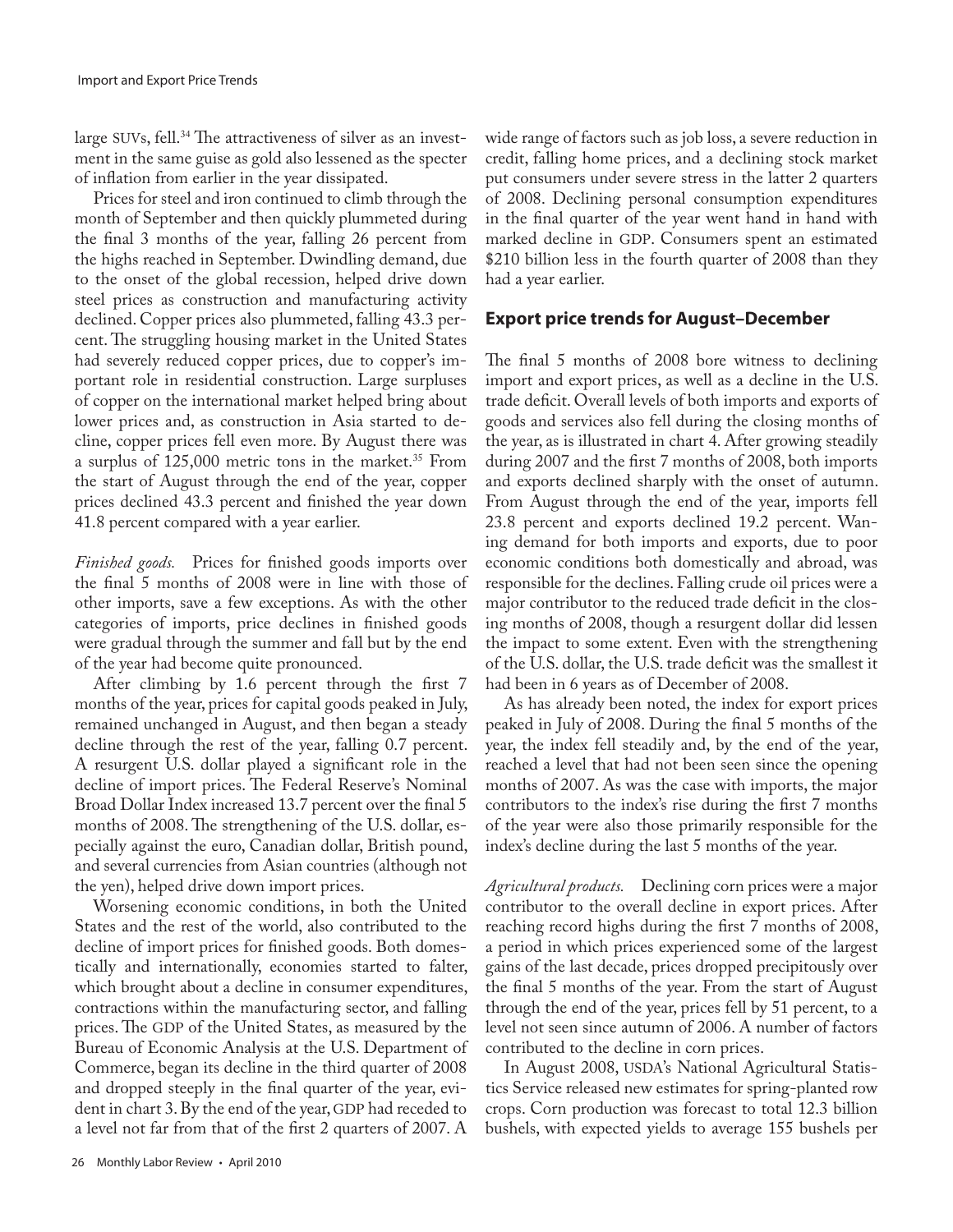large SUVs, fell.[34] The attractiveness of silver as an investment in the same guise as gold also lessened as the specter of inflation from earlier in the year dissipated.

Prices for steel and iron continued to climb through the month of September and then quickly plummeted during the final 3 months of the year, falling 26 percent from the highs reached in September. Dwindling demand, due to the onset of the global recession, helped drive down steel prices as construction and manufacturing activity declined. Copper prices also plummeted, falling 43.3 percent. The struggling housing market in the United States had severely reduced copper prices, due to copper's important role in residential construction. Large surpluses of copper on the international market helped bring about lower prices and, as construction in Asia started to decline, copper prices fell even more. By August there was a surplus of 125,000 metric tons in the market.[35] From the start of August through the end of the year, copper prices declined 43.3 percent and finished the year down 41.8 percent compared with a year earlier.

*Finished goods.* Prices for finished goods imports over the final 5 months of 2008 were in line with those of other imports, save a few exceptions. As with the other categories of imports, price declines in finished goods were gradual through the summer and fall but by the end of the year had become quite pronounced.

After climbing by 1.6 percent through the first 7 months of the year, prices for capital goods peaked in July, remained unchanged in August, and then began a steady decline through the rest of the year, falling 0.7 percent. A resurgent U.S. dollar played a significant role in the decline of import prices. The Federal Reserve's Nominal Broad Dollar Index increased 13.7 percent over the final 5 months of 2008. The strengthening of the U.S. dollar, especially against the euro, Canadian dollar, British pound, and several currencies from Asian countries (although not the yen), helped drive down import prices.

Worsening economic conditions, in both the United States and the rest of the world, also contributed to the decline of import prices for finished goods. Both domestically and internationally, economies started to falter, which brought about a decline in consumer expenditures, contractions within the manufacturing sector, and falling prices. The GDP of the United States, as measured by the Bureau of Economic Analysis at the U.S. Department of Commerce, began its decline in the third quarter of 2008 and dropped steeply in the final quarter of the year, evident in chart 3. By the end of the year, GDP had receded to a level not far from that of the first 2 quarters of 2007. A wide range of factors such as job loss, a severe reduction in credit, falling home prices, and a declining stock market put consumers under severe stress in the latter 2 quarters of 2008. Declining personal consumption expenditures in the final quarter of the year went hand in hand with marked decline in GDP. Consumers spent an estimated \$210 billion less in the fourth quarter of 2008 than they had a year earlier.

## Export price trends for August–December

The final 5 months of 2008 bore witness to declining import and export prices, as well as a decline in the U.S. trade deficit. Overall levels of both imports and exports of goods and services also fell during the closing months of the year, as is illustrated in chart 4. After growing steadily during 2007 and the first 7 months of 2008, both imports and exports declined sharply with the onset of autumn. From August through the end of the year, imports fell 23.8 percent and exports declined 19.2 percent. Waning demand for both imports and exports, due to poor economic conditions both domestically and abroad, was responsible for the declines. Falling crude oil prices were a major contributor to the reduced trade deficit in the closing months of 2008, though a resurgent dollar did lessen the impact to some extent. Even with the strengthening of the U.S. dollar, the U.S. trade deficit was the smallest it had been in 6 years as of December of 2008.

As has already been noted, the index for export prices peaked in July of 2008. During the final 5 months of the year, the index fell steadily and, by the end of the year, reached a level that had not been seen since the opening months of 2007. As was the case with imports, the major contributors to the index's rise during the first 7 months of the year were also those primarily responsible for the index's decline during the last 5 months of the year.

*Agricultural products.* Declining corn prices were a major contributor to the overall decline in export prices. After reaching record highs during the first 7 months of 2008, a period in which prices experienced some of the largest gains of the last decade, prices dropped precipitously over the final 5 months of the year. From the start of August through the end of the year, prices fell by 51 percent, to a level not seen since autumn of 2006. A number of factors contributed to the decline in corn prices.

In August 2008, USDA's National Agricultural Statistics Service released new estimates for spring-planted row crops. Corn production was forecast to total 12.3 billion bushels, with expected yields to average 155 bushels per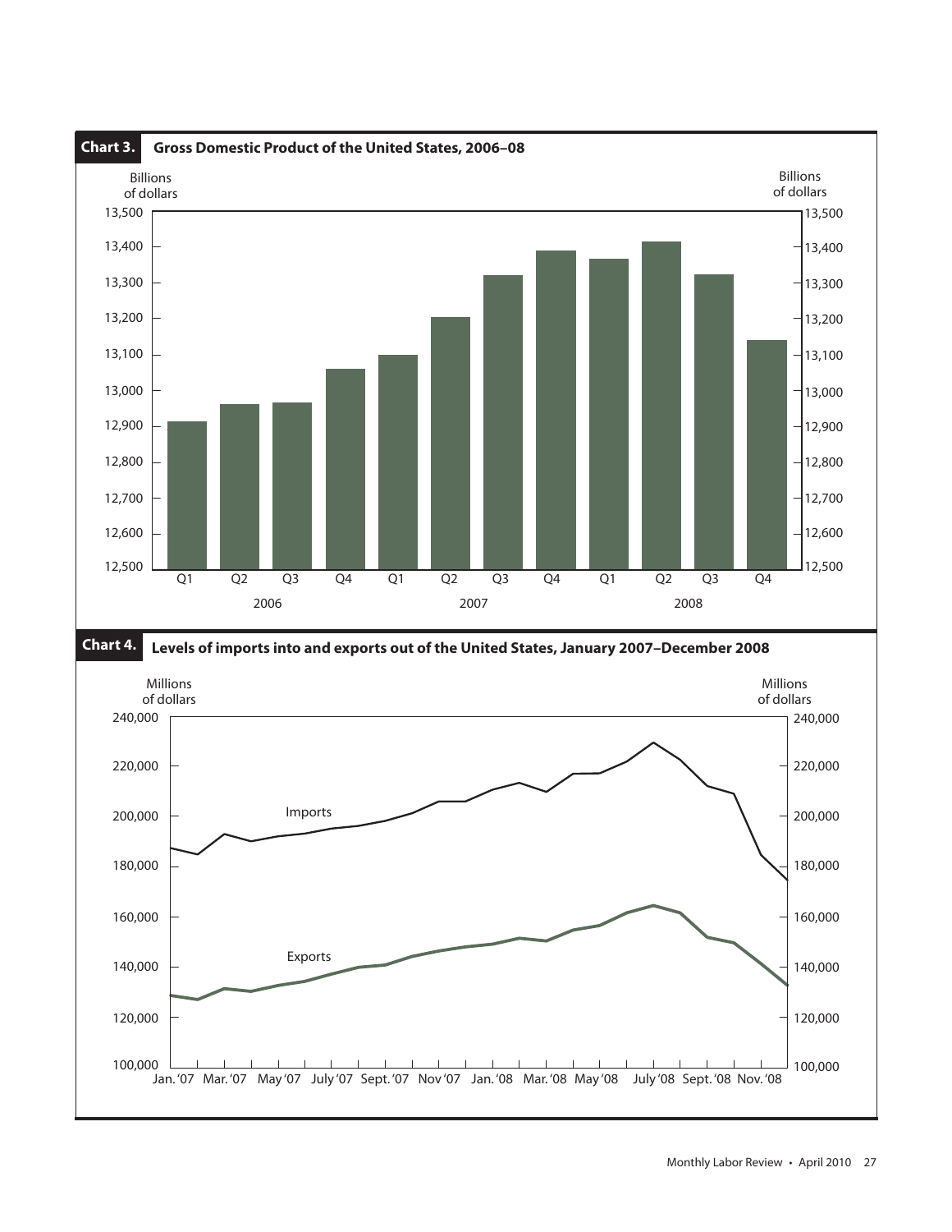**Chart 3. Gross Domestic Product of the United States, 2006–08**

Billions of dollars

13,500
13,400
13,300
13,200
13,100
13,000
12,900
12,800
12,700
12,600
12,500

Q1 Q2 Q3 Q4 Q1 Q2 Q3 Q4 Q1 Q2 Q3 Q4

2006 2007 2008

**Chart 4. Levels of imports into and exports out of the United States, January 2007–December 2008**

Millions of dollars

240,000
220,000
200,000
180,000
160,000
140,000
120,000
100,000

Imports

Exports

Jan. '07 Mar. '07 May '07 July '07 Sept. '07 Nov '07 Jan. '08 Mar. '08 May '08 July '08 Sept. '08 Nov. '08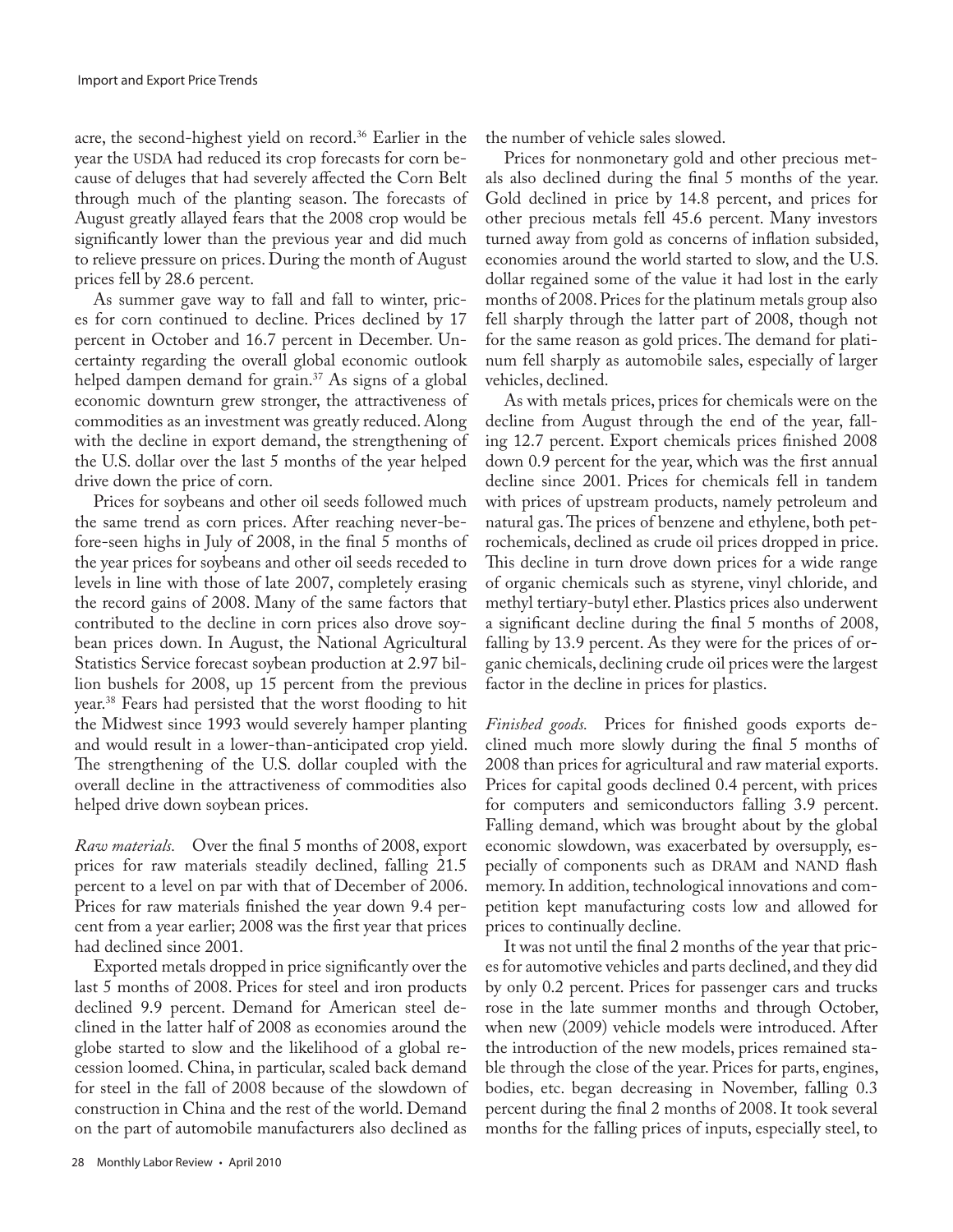acre, the second-highest yield on record.[36] Earlier in the year the USDA had reduced its crop forecasts for corn because of deluges that had severely affected the Corn Belt through much of the planting season. The forecasts of August greatly allayed fears that the 2008 crop would be significantly lower than the previous year and did much to relieve pressure on prices. During the month of August prices fell by 28.6 percent.

As summer gave way to fall and fall to winter, prices for corn continued to decline. Prices declined by 17 percent in October and 16.7 percent in December. Uncertainty regarding the overall global economic outlook helped dampen demand for grain.[37] As signs of a global economic downturn grew stronger, the attractiveness of commodities as an investment was greatly reduced. Along with the decline in export demand, the strengthening of the U.S. dollar over the last 5 months of the year helped drive down the price of corn.

Prices for soybeans and other oil seeds followed much the same trend as corn prices. After reaching never-before-seen highs in July of 2008, in the final 5 months of the year prices for soybeans and other oil seeds receded to levels in line with those of late 2007, completely erasing the record gains of 2008. Many of the same factors that contributed to the decline in corn prices also drove soybean prices down. In August, the National Agricultural Statistics Service forecast soybean production at 2.97 billion bushels for 2008, up 15 percent from the previous year.[38] Fears had persisted that the worst flooding to hit the Midwest since 1993 would severely hamper planting and would result in a lower-than-anticipated crop yield. The strengthening of the U.S. dollar coupled with the overall decline in the attractiveness of commodities also helped drive down soybean prices.

*Raw materials.* Over the final 5 months of 2008, export prices for raw materials steadily declined, falling 21.5 percent to a level on par with that of December of 2006. Prices for raw materials finished the year down 9.4 percent from a year earlier; 2008 was the first year that prices had declined since 2001.

Exported metals dropped in price significantly over the last 5 months of 2008. Prices for steel and iron products declined 9.9 percent. Demand for American steel declined in the latter half of 2008 as economies around the globe started to slow and the likelihood of a global recession loomed. China, in particular, scaled back demand for steel in the fall of 2008 because of the slowdown of construction in China and the rest of the world. Demand on the part of automobile manufacturers also declined as the number of vehicle sales slowed.

Prices for nonmonetary gold and other precious metals also declined during the final 5 months of the year. Gold declined in price by 14.8 percent, and prices for other precious metals fell 45.6 percent. Many investors turned away from gold as concerns of inflation subsided, economies around the world started to slow, and the U.S. dollar regained some of the value it had lost in the early months of 2008. Prices for the platinum metals group also fell sharply through the latter part of 2008, though not for the same reason as gold prices. The demand for platinum fell sharply as automobile sales, especially of larger vehicles, declined.

As with metals prices, prices for chemicals were on the decline from August through the end of the year, falling 12.7 percent. Export chemicals prices finished 2008 down 0.9 percent for the year, which was the first annual decline since 2001. Prices for chemicals fell in tandem with prices of upstream products, namely petroleum and natural gas. The prices of benzene and ethylene, both petrochemicals, declined as crude oil prices dropped in price. This decline in turn drove down prices for a wide range of organic chemicals such as styrene, vinyl chloride, and methyl tertiary-butyl ether. Plastics prices also underwent a significant decline during the final 5 months of 2008, falling by 13.9 percent. As they were for the prices of organic chemicals, declining crude oil prices were the largest factor in the decline in prices for plastics.

*Finished goods.* Prices for finished goods exports declined much more slowly during the final 5 months of 2008 than prices for agricultural and raw material exports. Prices for capital goods declined 0.4 percent, with prices for computers and semiconductors falling 3.9 percent. Falling demand, which was brought about by the global economic slowdown, was exacerbated by oversupply, especially of components such as DRAM and NAND flash memory. In addition, technological innovations and competition kept manufacturing costs low and allowed for prices to continually decline.

It was not until the final 2 months of the year that prices for automotive vehicles and parts declined, and they did by only 0.2 percent. Prices for passenger cars and trucks rose in the late summer months and through October, when new (2009) vehicle models were introduced. After the introduction of the new models, prices remained stable through the close of the year. Prices for parts, engines, bodies, etc. began decreasing in November, falling 0.3 percent during the final 2 months of 2008. It took several months for the falling prices of inputs, especially steel, to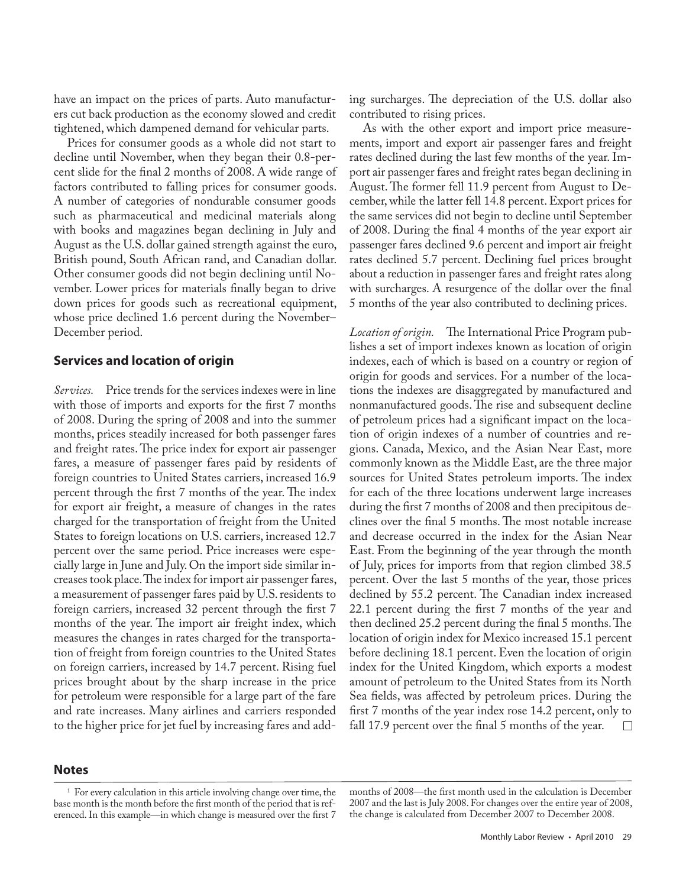have an impact on the prices of parts. Auto manufacturers cut back production as the economy slowed and credit tightened, which dampened demand for vehicular parts.

Prices for consumer goods as a whole did not start to decline until November, when they began their 0.8-percent slide for the final 2 months of 2008. A wide range of factors contributed to falling prices for consumer goods. A number of categories of nondurable consumer goods such as pharmaceutical and medicinal materials along with books and magazines began declining in July and August as the U.S. dollar gained strength against the euro, British pound, South African rand, and Canadian dollar. Other consumer goods did not begin declining until November. Lower prices for materials finally began to drive down prices for goods such as recreational equipment, whose price declined 1.6 percent during the November–December period.

## Services and location of origin

*Services.* Price trends for the services indexes were in line with those of imports and exports for the first 7 months of 2008. During the spring of 2008 and into the summer months, prices steadily increased for both passenger fares and freight rates. The price index for export air passenger fares, a measure of passenger fares paid by residents of foreign countries to United States carriers, increased 16.9 percent through the first 7 months of the year. The index for export air freight, a measure of changes in the rates charged for the transportation of freight from the United States to foreign locations on U.S. carriers, increased 12.7 percent over the same period. Price increases were especially large in June and July. On the import side similar increases took place. The index for import air passenger fares, a measurement of passenger fares paid by U.S. residents to foreign carriers, increased 32 percent through the first 7 months of the year. The import air freight index, which measures the changes in rates charged for the transportation of freight from foreign countries to the United States on foreign carriers, increased by 14.7 percent. Rising fuel prices brought about by the sharp increase in the price for petroleum were responsible for a large part of the fare and rate increases. Many airlines and carriers responded to the higher price for jet fuel by increasing fares and adding surcharges. The depreciation of the U.S. dollar also contributed to rising prices.

As with the other export and import price measurements, import and export air passenger fares and freight rates declined during the last few months of the year. Import air passenger fares and freight rates began declining in August. The former fell 11.9 percent from August to December, while the latter fell 14.8 percent. Export prices for the same services did not begin to decline until September of 2008. During the final 4 months of the year export air passenger fares declined 9.6 percent and import air freight rates declined 5.7 percent. Declining fuel prices brought about a reduction in passenger fares and freight rates along with surcharges. A resurgence of the dollar over the final 5 months of the year also contributed to declining prices.

*Location of origin.* The International Price Program publishes a set of import indexes known as location of origin indexes, each of which is based on a country or region of origin for goods and services. For a number of the locations the indexes are disaggregated by manufactured and nonmanufactured goods. The rise and subsequent decline of petroleum prices had a significant impact on the location of origin indexes of a number of countries and regions. Canada, Mexico, and the Asian Near East, more commonly known as the Middle East, are the three major sources for United States petroleum imports. The index for each of the three locations underwent large increases during the first 7 months of 2008 and then precipitous declines over the final 5 months. The most notable increase and decrease occurred in the index for the Asian Near East. From the beginning of the year through the month of July, prices for imports from that region climbed 38.5 percent. Over the last 5 months of the year, those prices declined by 55.2 percent. The Canadian index increased 22.1 percent during the first 7 months of the year and then declined 25.2 percent during the final 5 months. The location of origin index for Mexico increased 15.1 percent before declining 18.1 percent. Even the location of origin index for the United Kingdom, which exports a modest amount of petroleum to the United States from its North Sea fields, was affected by petroleum prices. During the first 7 months of the year index rose 14.2 percent, only to fall 17.9 percent over the final 5 months of the year. □

## Notes

[1] For every calculation in this article involving change over time, the base month is the month before the first month of the period that is referenced. In this example—in which change is measured over the first 7 months of 2008—the first month used in the calculation is December 2007 and the last is July 2008. For changes over the entire year of 2008, the change is calculated from December 2007 to December 2008.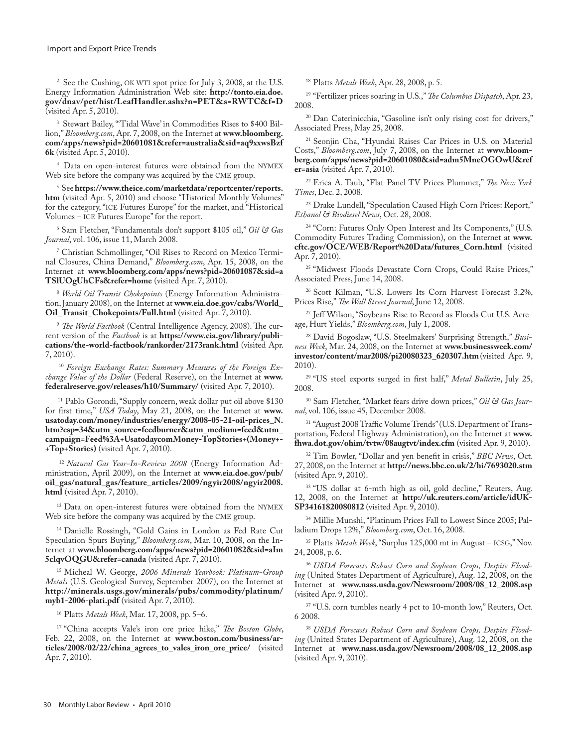[2] See the Cushing, OK WTI spot price for July 3, 2008, at the U.S. Energy Information Administration Web site: **http://tonto.eia.doe.gov/dnav/pet/hist/LeafHandler.ashx?n=PET&s=RWTC&f=D** (visited Apr. 5, 2010).

[3] Stewart Bailey, "'Tidal Wave' in Commodities Rises to $400 Billion," *Bloomberg.com*, Apr. 7, 2008, on the Internet at **www.bloomberg.com/apps/news?pid=20601081&refer=australia&sid=aq9xxwsBzf6k** (visited Apr. 5, 2010).

[4] Data on open-interest futures were obtained from the NYMEX Web site before the company was acquired by the CME group.

[5] See **https://www.theice.com/marketdata/reportcenter/reports.htm** (visited Apr. 5, 2010) and choose "Historical Monthly Volumes" for the category, "ICE Futures Europe" for the market, and "Historical Volumes – ICE Futures Europe" for the report.

[6] Sam Fletcher, "Fundamentals don't support $105 oil," *Oil & Gas Journal*, vol. 106, issue 11, March 2008.

[7] Christian Schmollinger, "Oil Rises to Record on Mexico Terminal Closures, China Demand," *Bloomberg.com*, Apr. 15, 2008, on the Internet at **www.bloomberg.com/apps/news?pid=20601087&sid=aTSlUOgUhCFs&refer=home** (visited Apr. 7, 2010).

[8] *World Oil Transit Chokepoints* (Energy Information Administration, January 2008), on the Internet at **www.eia.doe.gov/cabs/World_Oil_Transit_Chokepoints/Full.html** (visited Apr. 7, 2010).

[9] *The World Factbook* (Central Intelligence Agency, 2008). The current version of the *Factbook* is at **https://www.cia.gov/library/publications/the-world-factbook/rankorder/2173rank.html** (visited Apr. 7, 2010).

[10] *Foreign Exchange Rates: Summary Measures of the Foreign Exchange Value of the Dollar* (Federal Reserve), on the Internet at **www.federalreserve.gov/releases/h10/Summary/** (visited Apr. 7, 2010).

[11] Pablo Gorondi, "Supply concern, weak dollar put oil above $130 for first time," *USA Today*, May 21, 2008, on the Internet at **www.usatoday.com/money/industries/energy/2008-05-21-oil-prices_N.htm?csp=34&utm_source=feedburner&utm_medium=feed&utm_campaign=Feed%3A+UsatodaycomMoney-TopStories+(Money+-+Top+Stories)** (visited Apr. 7, 2010).

[12] *Natural Gas Year-In-Review 2008* (Energy Information Administration, April 2009), on the Internet at **www.eia.doe.gov/pub/oil_gas/natural_gas/feature_articles/2009/ngyir2008/ngyir2008.html** (visited Apr. 7, 2010).

[13] Data on open-interest futures were obtained from the NYMEX Web site before the company was acquired by the CME group.

[14] Danielle Rossingh, "Gold Gains in London as Fed Rate Cut Speculation Spurs Buying," *Bloomberg.com*, Mar. 10, 2008, on the Internet at **www.bloomberg.com/apps/news?pid=20601082&sid=aIm5clqvOQGU&refer=canada** (visited Apr. 7, 2010).

[15] Micheal W. George, *2006 Minerals Yearbook: Platinum-Group Metals* (U.S. Geological Survey, September 2007), on the Internet at **http://minerals.usgs.gov/minerals/pubs/commodity/platinum/myb1-2006-plati.pdf** (visited Apr. 7, 2010).

[16] Platts *Metals Week*, Mar. 17, 2008, pp. 5–6.

[17] "China accepts Vale's iron ore price hike," *The Boston Globe*, Feb. 22, 2008, on the Internet at **www.boston.com/business/articles/2008/02/22/china_agrees_to_vales_iron_ore_price/** (visited Apr. 7, 2010).

[18] Platts *Metals Week*, Apr. 28, 2008, p. 5.

[19] "Fertilizer prices soaring in U.S.," *The Columbus Dispatch*, Apr. 23, 2008.

[20] Dan Caterinicchia, "Gasoline isn't only rising cost for drivers," Associated Press, May 25, 2008.

[21] Seonjin Cha, "Hyundai Raises Car Prices in U.S. on Material Costs," *Bloomberg.com*, July 7, 2008, on the Internet at **www.bloomberg.com/apps/news?pid=20601080&sid=adm5MneOGOwU&refer=asia** (visited Apr. 7, 2010).

[22] Erica A. Taub, "Flat-Panel TV Prices Plummet," *The New York Times*, Dec. 2, 2008.

[23] Drake Lundell, "Speculation Caused High Corn Prices: Report," *Ethanol & Biodiesel News*, Oct. 28, 2008.

[24] "Corn: Futures Only Open Interest and Its Components," (U.S. Commodity Futures Trading Commission), on the Internet at **www.cftc.gov/OCE/WEB/Report%20Data/futures_Corn.html** (visited Apr. 7, 2010).

[25] "Midwest Floods Devastate Corn Crops, Could Raise Prices," Associated Press, June 14, 2008.

[26] Scott Kilman, "U.S. Lowers Its Corn Harvest Forecast 3.2%, Prices Rise," *The Wall Street Journal*, June 12, 2008.

[27] Jeff Wilson, "Soybeans Rise to Record as Floods Cut U.S. Acreage, Hurt Yields," *Bloomberg.com*, July 1, 2008.

[28] David Bogoslaw, "U.S. Steelmakers' Surprising Strength," *Business Week*, Mar. 24, 2008, on the Internet at **www.businessweek.com/investor/content/mar2008/pi20080323_620307.htm** (visited Apr. 9, 2010).

[29] "US steel exports surged in first half," *Metal Bulletin*, July 25, 2008.

[30] Sam Fletcher, "Market fears drive down prices," *Oil & Gas Journal*, vol. 106, issue 45, December 2008.

[31] "August 2008 Traffic Volume Trends" (U.S. Department of Transportation, Federal Highway Administration), on the Internet at **www.fhwa.dot.gov/ohim/tvtw/08augtvt/index.cfm** (visited Apr. 9, 2010).

[32] Tim Bowler, "Dollar and yen benefit in crisis," *BBC News*, Oct. 27, 2008, on the Internet at **http://news.bbc.co.uk/2/hi/7693020.stm** (visited Apr. 9, 2010).

[33] "US dollar at 6-mth high as oil, gold decline," Reuters, Aug. 12, 2008, on the Internet at **http://uk.reuters.com/article/idUKSP34161820080812** (visited Apr. 9, 2010).

[34] Millie Munshi, "Platinum Prices Fall to Lowest Since 2005; Palladium Drops 12%," *Bloomberg.com*, Oct. 16, 2008.

[35] Platts *Metals Week*, "Surplus 125,000 mt in August – ICSG," Nov. 24, 2008, p. 6.

[36] *USDA Forecasts Robust Corn and Soybean Crops, Despite Flooding* (United States Department of Agriculture), Aug. 12, 2008, on the Internet at **www.nass.usda.gov/Newsroom/2008/08_12_2008.asp** (visited Apr. 9, 2010).

[37] "U.S. corn tumbles nearly 4 pct to 10-month low," Reuters, Oct. 6 2008.

[38] *USDA Forecasts Robust Corn and Soybean Crops, Despite Flooding* (United States Department of Agriculture), Aug. 12, 2008, on the Internet at **www.nass.usda.gov/Newsroom/2008/08_12_2008.asp** (visited Apr. 9, 2010).